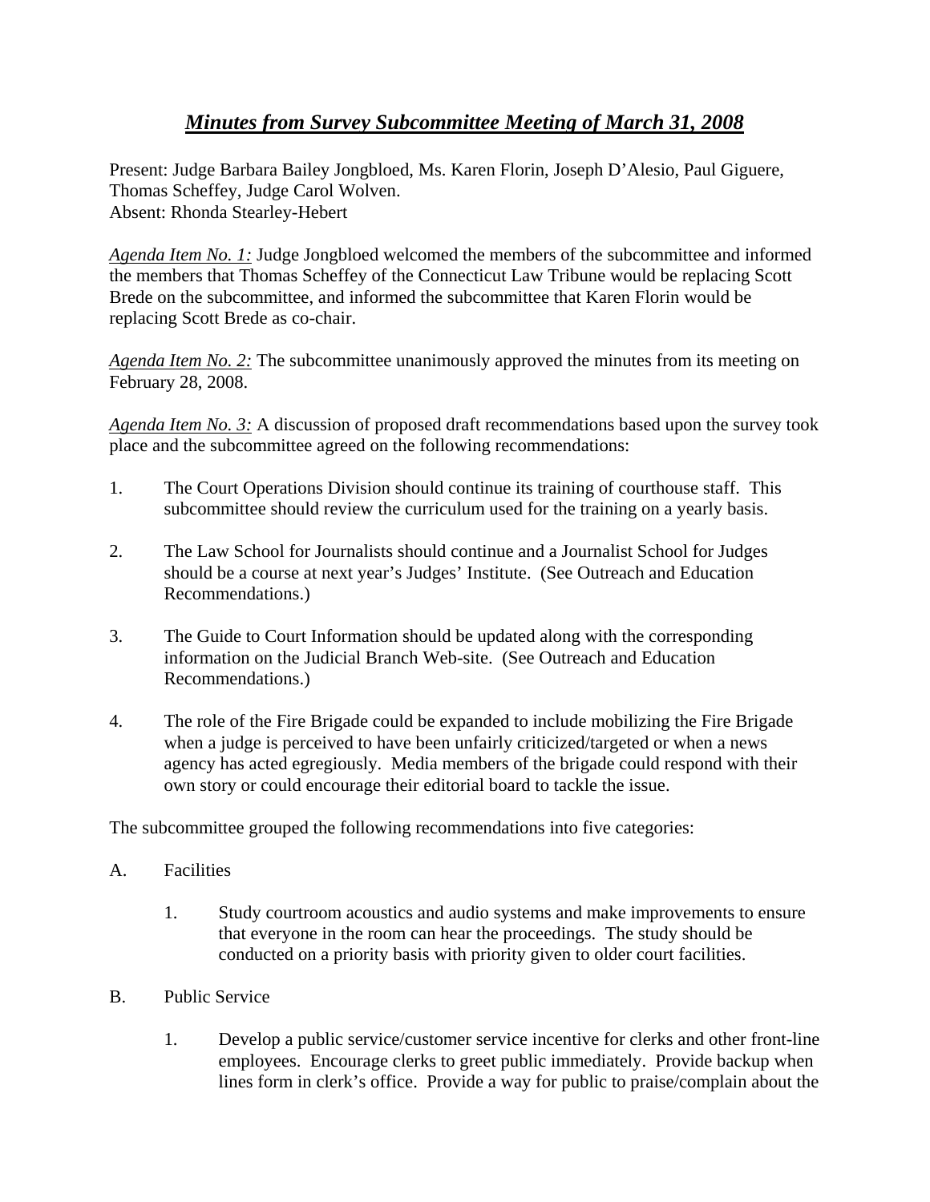# ***Minutes from Survey Subcommittee Meeting of March 31, 2008***

Present: Judge Barbara Bailey Jongbloed, Ms. Karen Florin, Joseph D'Alesio, Paul Giguere, Thomas Scheffey, Judge Carol Wolven.
Absent: Rhonda Stearley-Hebert

*Agenda Item No. 1:* Judge Jongbloed welcomed the members of the subcommittee and informed the members that Thomas Scheffey of the Connecticut Law Tribune would be replacing Scott Brede on the subcommittee, and informed the subcommittee that Karen Florin would be replacing Scott Brede as co-chair.

*Agenda Item No. 2:* The subcommittee unanimously approved the minutes from its meeting on February 28, 2008.

*Agenda Item No. 3:* A discussion of proposed draft recommendations based upon the survey took place and the subcommittee agreed on the following recommendations:

1. The Court Operations Division should continue its training of courthouse staff. This subcommittee should review the curriculum used for the training on a yearly basis.

2. The Law School for Journalists should continue and a Journalist School for Judges should be a course at next year's Judges' Institute. (See Outreach and Education Recommendations.)

3. The Guide to Court Information should be updated along with the corresponding information on the Judicial Branch Web-site. (See Outreach and Education Recommendations.)

4. The role of the Fire Brigade could be expanded to include mobilizing the Fire Brigade when a judge is perceived to have been unfairly criticized/targeted or when a news agency has acted egregiously. Media members of the brigade could respond with their own story or could encourage their editorial board to tackle the issue.

The subcommittee grouped the following recommendations into five categories:

A. Facilities

   1. Study courtroom acoustics and audio systems and make improvements to ensure that everyone in the room can hear the proceedings. The study should be conducted on a priority basis with priority given to older court facilities.

B. Public Service

   1. Develop a public service/customer service incentive for clerks and other front-line employees. Encourage clerks to greet public immediately. Provide backup when lines form in clerk's office. Provide a way for public to praise/complain about the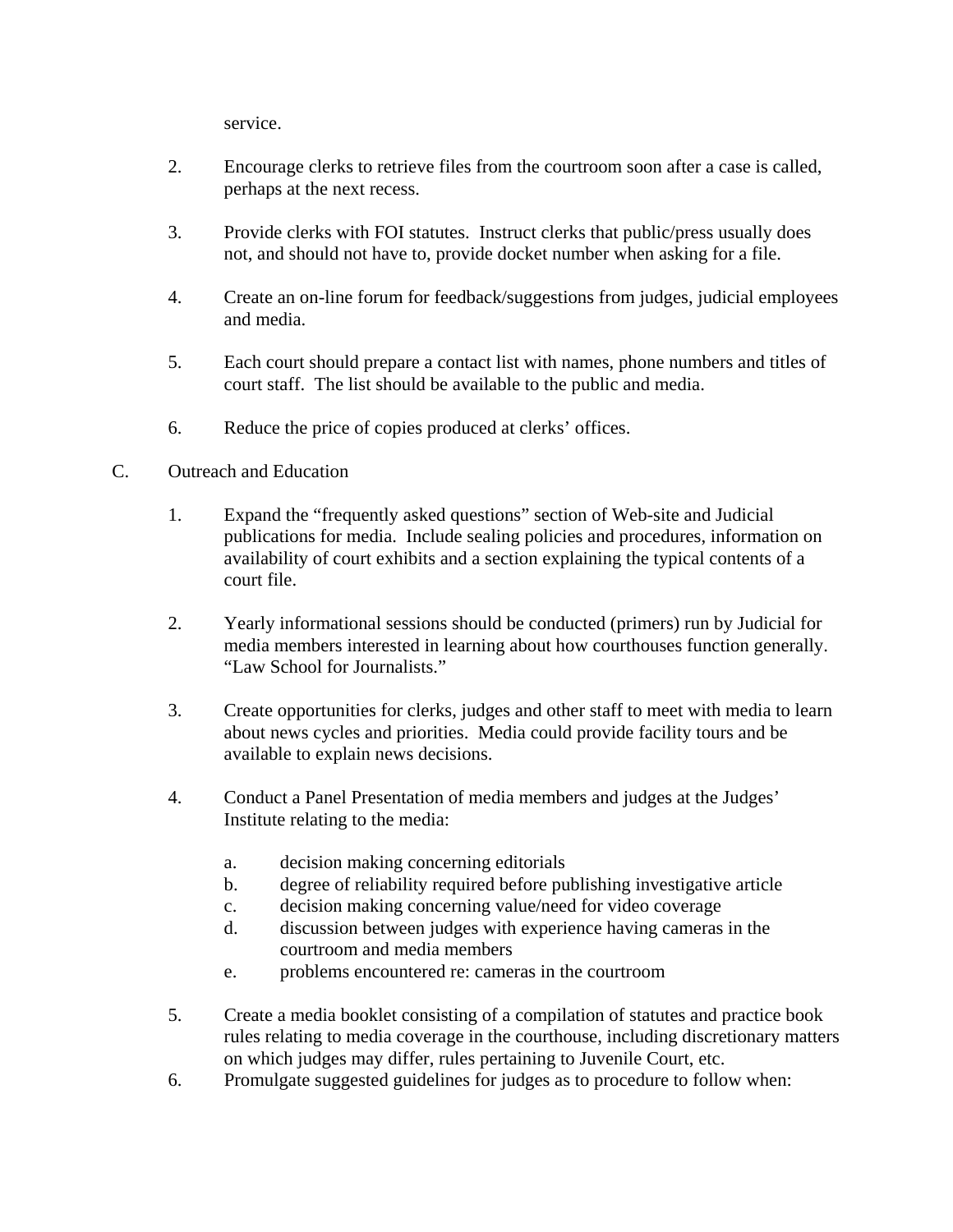service.

2. Encourage clerks to retrieve files from the courtroom soon after a case is called, perhaps at the next recess.

3. Provide clerks with FOI statutes. Instruct clerks that public/press usually does not, and should not have to, provide docket number when asking for a file.

4. Create an on-line forum for feedback/suggestions from judges, judicial employees and media.

5. Each court should prepare a contact list with names, phone numbers and titles of court staff. The list should be available to the public and media.

6. Reduce the price of copies produced at clerks' offices.

C. Outreach and Education

1. Expand the "frequently asked questions" section of Web-site and Judicial publications for media. Include sealing policies and procedures, information on availability of court exhibits and a section explaining the typical contents of a court file.

2. Yearly informational sessions should be conducted (primers) run by Judicial for media members interested in learning about how courthouses function generally. "Law School for Journalists."

3. Create opportunities for clerks, judges and other staff to meet with media to learn about news cycles and priorities. Media could provide facility tours and be available to explain news decisions.

4. Conduct a Panel Presentation of media members and judges at the Judges' Institute relating to the media:

   a. decision making concerning editorials
   b. degree of reliability required before publishing investigative article
   c. decision making concerning value/need for video coverage
   d. discussion between judges with experience having cameras in the courtroom and media members
   e. problems encountered re: cameras in the courtroom

5. Create a media booklet consisting of a compilation of statutes and practice book rules relating to media coverage in the courthouse, including discretionary matters on which judges may differ, rules pertaining to Juvenile Court, etc.

6. Promulgate suggested guidelines for judges as to procedure to follow when: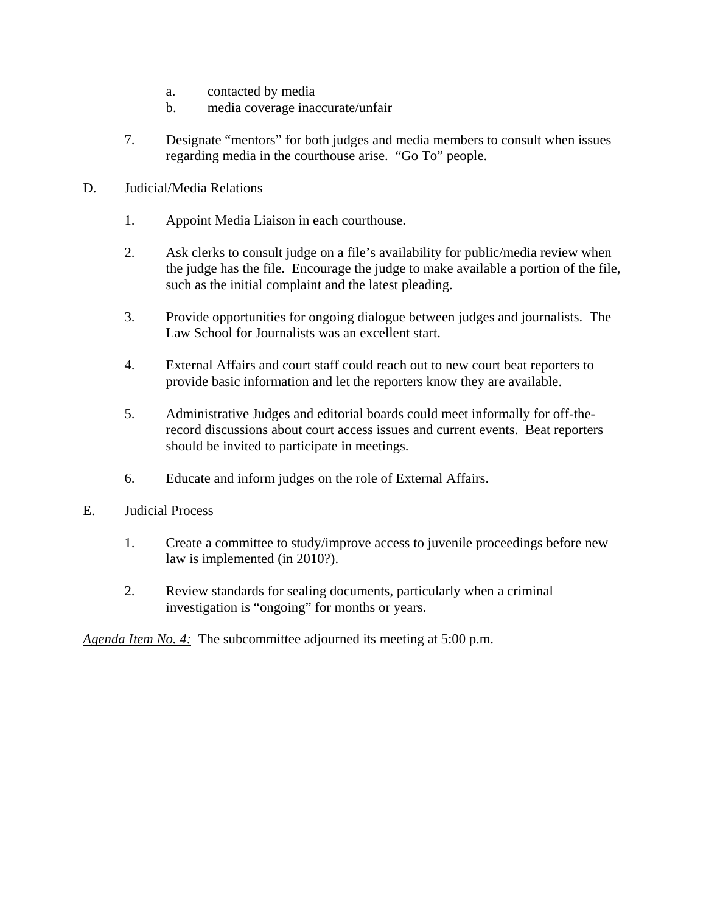a. contacted by media
   b. media coverage inaccurate/unfair

7. Designate "mentors" for both judges and media members to consult when issues regarding media in the courthouse arise. "Go To" people.

D. Judicial/Media Relations

   1. Appoint Media Liaison in each courthouse.

   2. Ask clerks to consult judge on a file's availability for public/media review when the judge has the file. Encourage the judge to make available a portion of the file, such as the initial complaint and the latest pleading.

   3. Provide opportunities for ongoing dialogue between judges and journalists. The Law School for Journalists was an excellent start.

   4. External Affairs and court staff could reach out to new court beat reporters to provide basic information and let the reporters know they are available.

   5. Administrative Judges and editorial boards could meet informally for off-the-record discussions about court access issues and current events. Beat reporters should be invited to participate in meetings.

   6. Educate and inform judges on the role of External Affairs.

E. Judicial Process

   1. Create a committee to study/improve access to juvenile proceedings before new law is implemented (in 2010?).

   2. Review standards for sealing documents, particularly when a criminal investigation is "ongoing" for months or years.

*Agenda Item No. 4:* The subcommittee adjourned its meeting at 5:00 p.m.